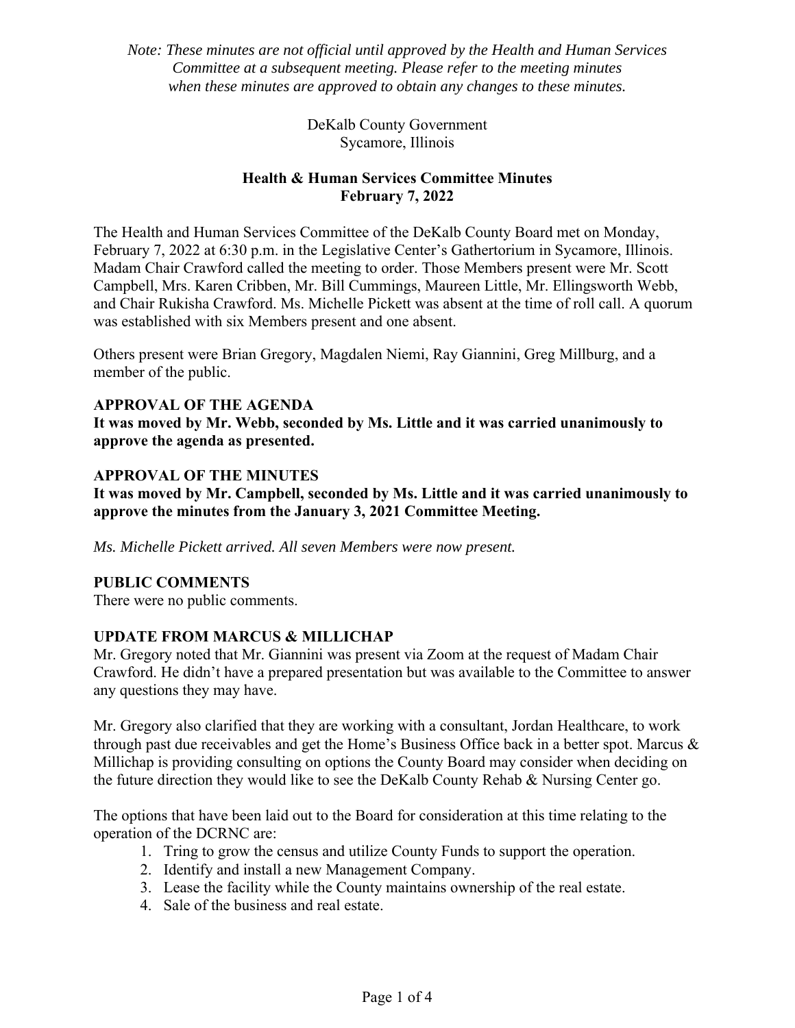*Note: These minutes are not official until approved by the Health and Human Services Committee at a subsequent meeting. Please refer to the meeting minutes when these minutes are approved to obtain any changes to these minutes.*

DeKalb County Government
Sycamore, Illinois

# Health & Human Services Committee Minutes
## February 7, 2022

The Health and Human Services Committee of the DeKalb County Board met on Monday, February 7, 2022 at 6:30 p.m. in the Legislative Center's Gathertorium in Sycamore, Illinois. Madam Chair Crawford called the meeting to order. Those Members present were Mr. Scott Campbell, Mrs. Karen Cribben, Mr. Bill Cummings, Maureen Little, Mr. Ellingsworth Webb, and Chair Rukisha Crawford. Ms. Michelle Pickett was absent at the time of roll call. A quorum was established with six Members present and one absent.

Others present were Brian Gregory, Magdalen Niemi, Ray Giannini, Greg Millburg, and a member of the public.

### APPROVAL OF THE AGENDA

**It was moved by Mr. Webb, seconded by Ms. Little and it was carried unanimously to approve the agenda as presented.**

### APPROVAL OF THE MINUTES

**It was moved by Mr. Campbell, seconded by Ms. Little and it was carried unanimously to approve the minutes from the January 3, 2021 Committee Meeting.**

*Ms. Michelle Pickett arrived. All seven Members were now present.*

### PUBLIC COMMENTS

There were no public comments.

### UPDATE FROM MARCUS & MILLICHAP

Mr. Gregory noted that Mr. Giannini was present via Zoom at the request of Madam Chair Crawford. He didn't have a prepared presentation but was available to the Committee to answer any questions they may have.

Mr. Gregory also clarified that they are working with a consultant, Jordan Healthcare, to work through past due receivables and get the Home's Business Office back in a better spot. Marcus & Millichap is providing consulting on options the County Board may consider when deciding on the future direction they would like to see the DeKalb County Rehab & Nursing Center go.

The options that have been laid out to the Board for consideration at this time relating to the operation of the DCRNC are:

1. Tring to grow the census and utilize County Funds to support the operation.
2. Identify and install a new Management Company.
3. Lease the facility while the County maintains ownership of the real estate.
4. Sale of the business and real estate.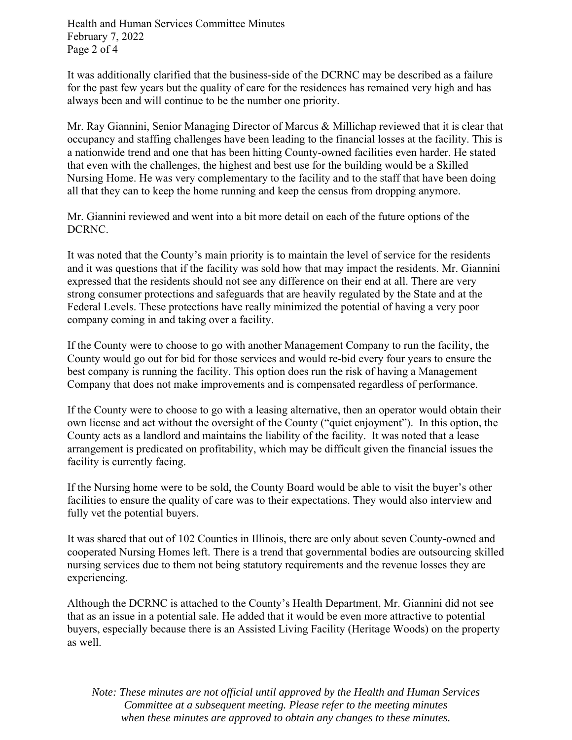It was additionally clarified that the business-side of the DCRNC may be described as a failure for the past few years but the quality of care for the residences has remained very high and has always been and will continue to be the number one priority.

Mr. Ray Giannini, Senior Managing Director of Marcus & Millichap reviewed that it is clear that occupancy and staffing challenges have been leading to the financial losses at the facility. This is a nationwide trend and one that has been hitting County-owned facilities even harder. He stated that even with the challenges, the highest and best use for the building would be a Skilled Nursing Home. He was very complementary to the facility and to the staff that have been doing all that they can to keep the home running and keep the census from dropping anymore.

Mr. Giannini reviewed and went into a bit more detail on each of the future options of the DCRNC.

It was noted that the County's main priority is to maintain the level of service for the residents and it was questions that if the facility was sold how that may impact the residents. Mr. Giannini expressed that the residents should not see any difference on their end at all. There are very strong consumer protections and safeguards that are heavily regulated by the State and at the Federal Levels. These protections have really minimized the potential of having a very poor company coming in and taking over a facility.

If the County were to choose to go with another Management Company to run the facility, the County would go out for bid for those services and would re-bid every four years to ensure the best company is running the facility. This option does run the risk of having a Management Company that does not make improvements and is compensated regardless of performance.

If the County were to choose to go with a leasing alternative, then an operator would obtain their own license and act without the oversight of the County ("quiet enjoyment"). In this option, the County acts as a landlord and maintains the liability of the facility. It was noted that a lease arrangement is predicated on profitability, which may be difficult given the financial issues the facility is currently facing.

If the Nursing home were to be sold, the County Board would be able to visit the buyer's other facilities to ensure the quality of care was to their expectations. They would also interview and fully vet the potential buyers.

It was shared that out of 102 Counties in Illinois, there are only about seven County-owned and cooperated Nursing Homes left. There is a trend that governmental bodies are outsourcing skilled nursing services due to them not being statutory requirements and the revenue losses they are experiencing.

Although the DCRNC is attached to the County's Health Department, Mr. Giannini did not see that as an issue in a potential sale. He added that it would be even more attractive to potential buyers, especially because there is an Assisted Living Facility (Heritage Woods) on the property as well.

*Note: These minutes are not official until approved by the Health and Human Services Committee at a subsequent meeting. Please refer to the meeting minutes when these minutes are approved to obtain any changes to these minutes.*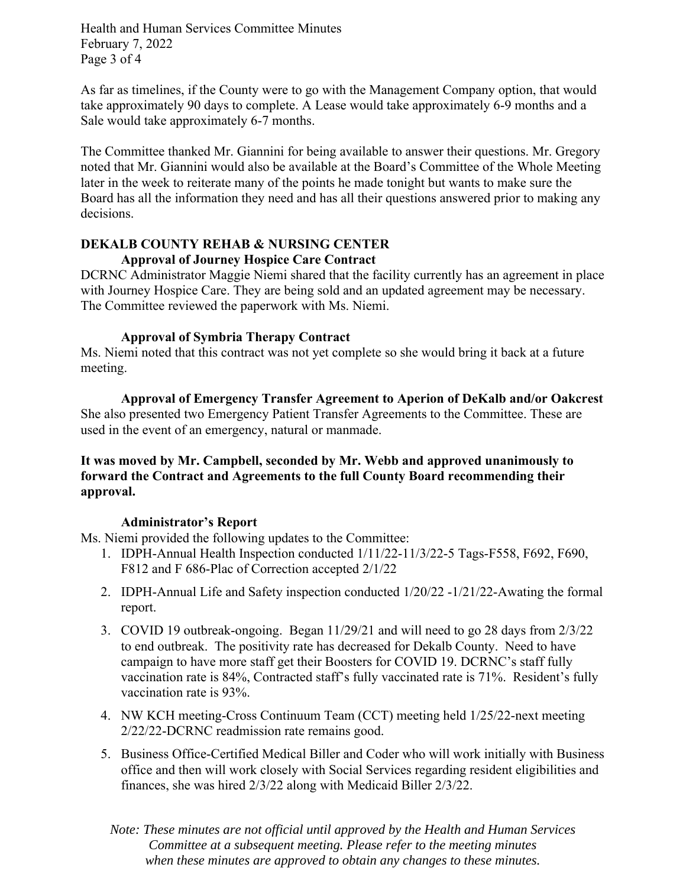As far as timelines, if the County were to go with the Management Company option, that would take approximately 90 days to complete. A Lease would take approximately 6-9 months and a Sale would take approximately 6-7 months.

The Committee thanked Mr. Giannini for being available to answer their questions. Mr. Gregory noted that Mr. Giannini would also be available at the Board's Committee of the Whole Meeting later in the week to reiterate many of the points he made tonight but wants to make sure the Board has all the information they need and has all their questions answered prior to making any decisions.

## DEKALB COUNTY REHAB & NURSING CENTER

### Approval of Journey Hospice Care Contract

DCRNC Administrator Maggie Niemi shared that the facility currently has an agreement in place with Journey Hospice Care. They are being sold and an updated agreement may be necessary. The Committee reviewed the paperwork with Ms. Niemi.

### Approval of Symbria Therapy Contract

Ms. Niemi noted that this contract was not yet complete so she would bring it back at a future meeting.

### Approval of Emergency Transfer Agreement to Aperion of DeKalb and/or Oakcrest

She also presented two Emergency Patient Transfer Agreements to the Committee. These are used in the event of an emergency, natural or manmade.

**It was moved by Mr. Campbell, seconded by Mr. Webb and approved unanimously to forward the Contract and Agreements to the full County Board recommending their approval.**

### Administrator's Report

Ms. Niemi provided the following updates to the Committee:

1. IDPH-Annual Health Inspection conducted 1/11/22-11/3/22-5 Tags-F558, F692, F690, F812 and F 686-Plac of Correction accepted 2/1/22
2. IDPH-Annual Life and Safety inspection conducted 1/20/22 -1/21/22-Awating the formal report.
3. COVID 19 outbreak-ongoing. Began 11/29/21 and will need to go 28 days from 2/3/22 to end outbreak. The positivity rate has decreased for Dekalb County. Need to have campaign to have more staff get their Boosters for COVID 19. DCRNC's staff fully vaccination rate is 84%, Contracted staff's fully vaccinated rate is 71%. Resident's fully vaccination rate is 93%.
4. NW KCH meeting-Cross Continuum Team (CCT) meeting held 1/25/22-next meeting 2/22/22-DCRNC readmission rate remains good.
5. Business Office-Certified Medical Biller and Coder who will work initially with Business office and then will work closely with Social Services regarding resident eligibilities and finances, she was hired 2/3/22 along with Medicaid Biller 2/3/22.

*Note: These minutes are not official until approved by the Health and Human Services Committee at a subsequent meeting. Please refer to the meeting minutes when these minutes are approved to obtain any changes to these minutes.*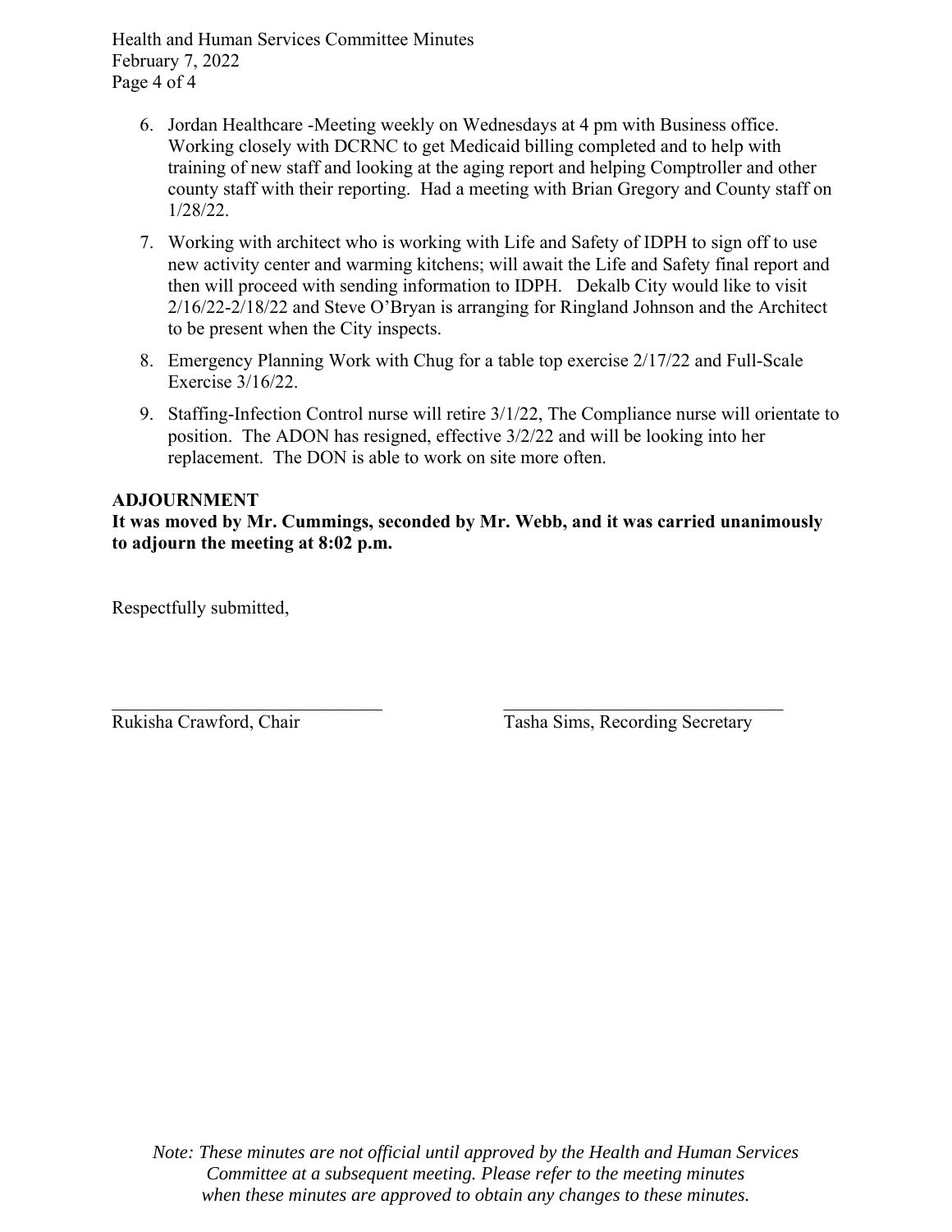6. Jordan Healthcare -Meeting weekly on Wednesdays at 4 pm with Business office. Working closely with DCRNC to get Medicaid billing completed and to help with training of new staff and looking at the aging report and helping Comptroller and other county staff with their reporting. Had a meeting with Brian Gregory and County staff on 1/28/22.
7. Working with architect who is working with Life and Safety of IDPH to sign off to use new activity center and warming kitchens; will await the Life and Safety final report and then will proceed with sending information to IDPH. Dekalb City would like to visit 2/16/22-2/18/22 and Steve O'Bryan is arranging for Ringland Johnson and the Architect to be present when the City inspects.
8. Emergency Planning Work with Chug for a table top exercise 2/17/22 and Full-Scale Exercise 3/16/22.
9. Staffing-Infection Control nurse will retire 3/1/22, The Compliance nurse will orientate to position. The ADON has resigned, effective 3/2/22 and will be looking into her replacement. The DON is able to work on site more often.

**ADJOURNMENT**

**It was moved by Mr. Cummings, seconded by Mr. Webb, and it was carried unanimously to adjourn the meeting at 8:02 p.m.**

Respectfully submitted,

______________________________ ______________________________

Rukisha Crawford, Chair Tasha Sims, Recording Secretary

*Note: These minutes are not official until approved by the Health and Human Services Committee at a subsequent meeting. Please refer to the meeting minutes when these minutes are approved to obtain any changes to these minutes.*